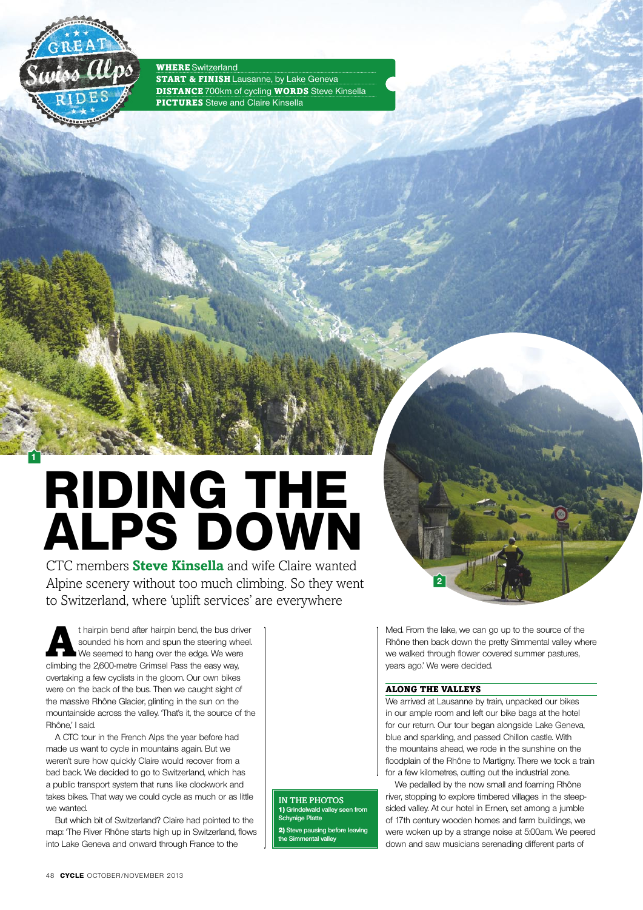GREAT Swiss Alps RIDES

**WHERE** Switzerland
**START & FINISH** Lausanne, by Lake Geneva
**DISTANCE** 700km of cycling **WORDS** Steve Kinsella
**PICTURES** Steve and Claire Kinsella

# RIDING THE ALPS DOWN

CTC members **Steve Kinsella** and wife Claire wanted Alpine scenery without too much climbing. So they went to Switzerland, where 'uplift services' are everywhere

At hairpin bend after hairpin bend, the bus driver sounded his horn and spun the steering wheel. We seemed to hang over the edge. We were climbing the 2,600-metre Grimsel Pass the easy way, overtaking a few cyclists in the gloom. Our own bikes were on the back of the bus. Then we caught sight of the massive Rhône Glacier, glinting in the sun on the mountainside across the valley. 'That's it, the source of the Rhône,' I said.

A CTC tour in the French Alps the year before had made us want to cycle in mountains again. But we weren't sure how quickly Claire would recover from a bad back. We decided to go to Switzerland, which has a public transport system that runs like clockwork and takes bikes. That way we could cycle as much or as little we wanted.

But which bit of Switzerland? Claire had pointed to the map: 'The River Rhône starts high up in Switzerland, flows into Lake Geneva and onward through France to the Med. From the lake, we can go up to the source of the Rhône then back down the pretty Simmental valley where we walked through flower covered summer pastures, years ago.' We were decided.

**IN THE PHOTOS**
**1)** Grindelwald valley seen from Schynige Platte
**2)** Steve pausing before leaving the Simmental valley

## ALONG THE VALLEYS

We arrived at Lausanne by train, unpacked our bikes in our ample room and left our bike bags at the hotel for our return. Our tour began alongside Lake Geneva, blue and sparkling, and passed Chillon castle. With the mountains ahead, we rode in the sunshine on the floodplain of the Rhône to Martigny. There we took a train for a few kilometres, cutting out the industrial zone.

We pedalled by the now small and foaming Rhône river, stopping to explore timbered villages in the steep-sided valley. At our hotel in Ernen, set among a jumble of 17th century wooden homes and farm buildings, we were woken up by a strange noise at 5:00am. We peered down and saw musicians serenading different parts of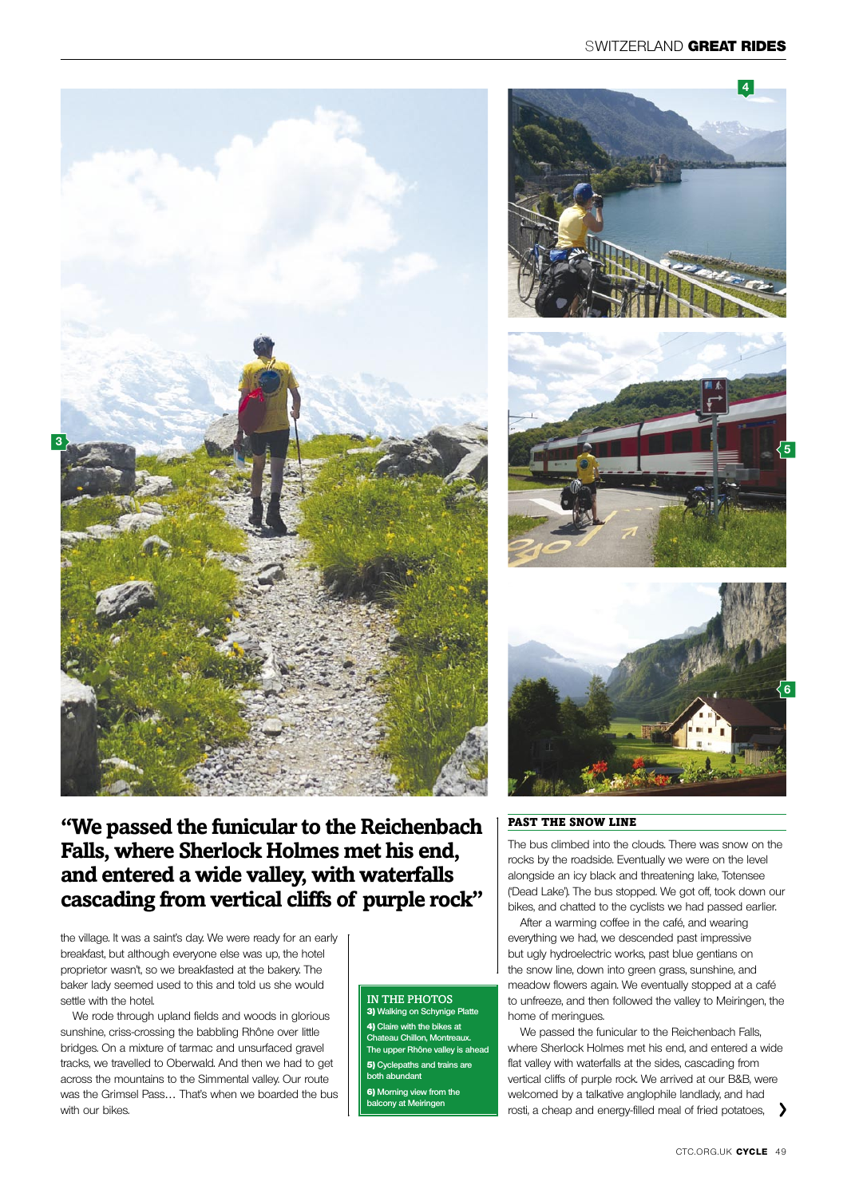> **"We passed the funicular to the Reichenbach Falls, where Sherlock Holmes met his end, and entered a wide valley, with waterfalls cascading from vertical cliffs of purple rock"**

the village. It was a saint's day. We were ready for an early breakfast, but although everyone else was up, the hotel proprietor wasn't, so we breakfasted at the bakery. The baker lady seemed used to this and told us she would settle with the hotel.

We rode through upland fields and woods in glorious sunshine, criss-crossing the babbling Rhône over little bridges. On a mixture of tarmac and unsurfaced gravel tracks, we travelled to Oberwald. And then we had to get across the mountains to the Simmental valley. Our route was the Grimsel Pass… That's when we boarded the bus with our bikes.

**IN THE PHOTOS**

**3)** Walking on Schynige Platte

**4)** Claire with the bikes at Chateau Chillon, Montreaux. The upper Rhône valley is ahead

**5)** Cyclepaths and trains are both abundant

**6)** Morning view from the balcony at Meiringen

## PAST THE SNOW LINE

The bus climbed into the clouds. There was snow on the rocks by the roadside. Eventually we were on the level alongside an icy black and threatening lake, Totensee ('Dead Lake'). The bus stopped. We got off, took down our bikes, and chatted to the cyclists we had passed earlier.

After a warming coffee in the café, and wearing everything we had, we descended past impressive but ugly hydroelectric works, past blue gentians on the snow line, down into green grass, sunshine, and meadow flowers again. We eventually stopped at a café to unfreeze, and then followed the valley to Meiringen, the home of meringues.

We passed the funicular to the Reichenbach Falls, where Sherlock Holmes met his end, and entered a wide flat valley with waterfalls at the sides, cascading from vertical cliffs of purple rock. We arrived at our B&B, were welcomed by a talkative anglophile landlady, and had rosti, a cheap and energy-filled meal of fried potatoes,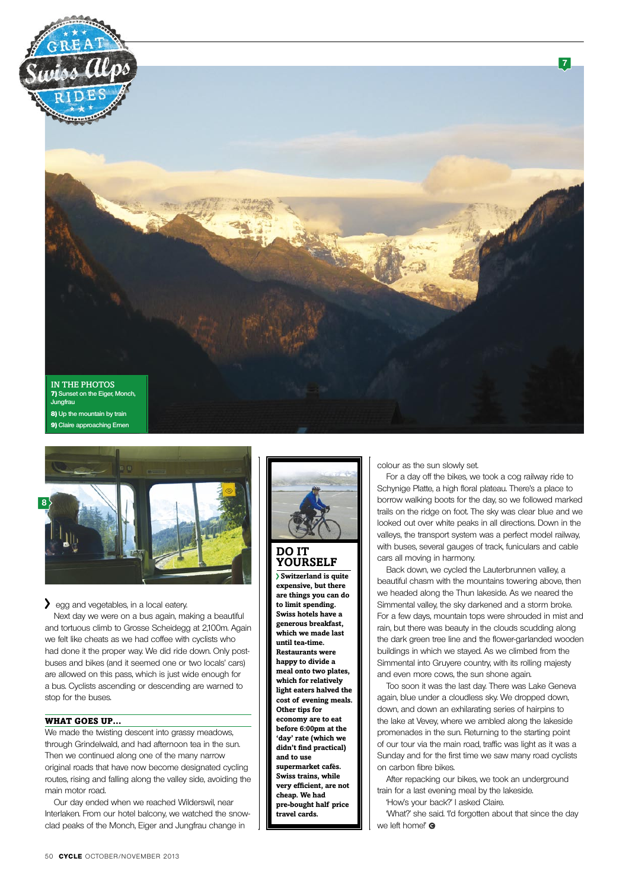IN THE PHOTOS

**7)** Sunset on the Eiger, Monch, Jungfrau

**8)** Up the mountain by train

**9)** Claire approaching Ernen

egg and vegetables, in a local eatery.

Next day we were on a bus again, making a beautiful and tortuous climb to Grosse Scheidegg at 2,100m. Again we felt like cheats as we had coffee with cyclists who had done it the proper way. We did ride down. Only post-buses and bikes (and it seemed one or two locals' cars) are allowed on this pass, which is just wide enough for a bus. Cyclists ascending or descending are warned to stop for the buses.

## WHAT GOES UP...

We made the twisting descent into grassy meadows, through Grindelwald, and had afternoon tea in the sun. Then we continued along one of the many narrow original roads that have now become designated cycling routes, rising and falling along the valley side, avoiding the main motor road.

Our day ended when we reached Wilderswil, near Interlaken. From our hotel balcony, we watched the snow-clad peaks of the Monch, Eiger and Jungfrau change in colour as the sun slowly set.

For a day off the bikes, we took a cog railway ride to Schynige Platte, a high floral plateau. There's a place to borrow walking boots for the day, so we followed marked trails on the ridge on foot. The sky was clear blue and we looked out over white peaks in all directions. Down in the valleys, the transport system was a perfect model railway, with buses, several gauges of track, funiculars and cable cars all moving in harmony.

Back down, we cycled the Lauterbrunnen valley, a beautiful chasm with the mountains towering above, then we headed along the Thun lakeside. As we neared the Simmental valley, the sky darkened and a storm broke. For a few days, mountain tops were shrouded in mist and rain, but there was beauty in the clouds scudding along the dark green tree line and the flower-garlanded wooden buildings in which we stayed. As we climbed from the Simmental into Gruyere country, with its rolling majesty and even more cows, the sun shone again.

Too soon it was the last day. There was Lake Geneva again, blue under a cloudless sky. We dropped down, down, and down an exhilarating series of hairpins to the lake at Vevey, where we ambled along the lakeside promenades in the sun. Returning to the starting point of our tour via the main road, traffic was light as it was a Sunday and for the first time we saw many road cyclists on carbon fibre bikes.

After repacking our bikes, we took an underground train for a last evening meal by the lakeside.

'How's your back?' I asked Claire.

'What?' she said. 'I'd forgotten about that since the day we left home!'

## DO IT YOURSELF

**Switzerland is quite expensive, but there are things you can do to limit spending. Swiss hotels have a generous breakfast, which we made last until tea-time. Restaurants were happy to divide a meal onto two plates, which for relatively light eaters halved the cost of evening meals. Other tips for economy are to eat before 6:00pm at the 'day' rate (which we didn't find practical) and to use supermarket cafés. Swiss trains, while very efficient, are not cheap. We had pre-bought half price travel cards.**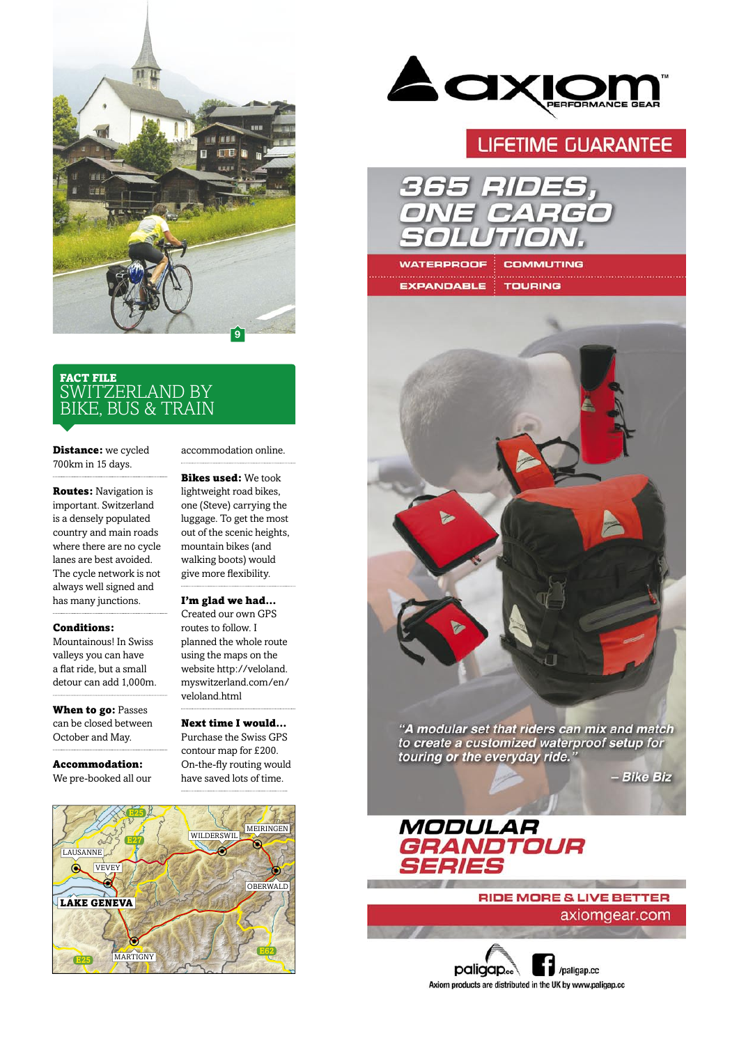9

## FACT FILE
# SWITZERLAND BY BIKE, BUS & TRAIN

**Distance:** we cycled 700km in 15 days.

**Routes:** Navigation is important. Switzerland is a densely populated country and main roads where there are no cycle lanes are best avoided. The cycle network is not always well signed and has many junctions.

**Conditions:** Mountainous! In Swiss valleys you can have a flat ride, but a small detour can add 1,000m.

**When to go:** Passes can be closed between October and May.

**Accommodation:** We pre-booked all our accommodation online.

**Bikes used:** We took lightweight road bikes, one (Steve) carrying the luggage. To get the most out of the scenic heights, mountain bikes (and walking boots) would give more flexibility.

**I'm glad we had…** Created our own GPS routes to follow. I planned the whole route using the maps on the website http://veloland.myswitzerland.com/en/veloland.html

**Next time I would…** Purchase the Swiss GPS contour map for £200. On-the-fly routing would have saved lots of time.

E25
E27
LAUSANNE
VEVEY
WILDERSWIL
MEIRINGEN
OBERWALD
LAKE GENEVA
MARTIGNY
E25
E62

axiom PERFORMANCE GEAR™

LIFETIME GUARANTEE

365 RIDES, ONE CARGO SOLUTION.

WATERPROOF | COMMUTING
EXPANDABLE | TOURING

*"A modular set that riders can mix and match to create a customized waterproof setup for touring or the everyday ride."*

*– Bike Biz*

MODULAR GRANDTOUR SERIES

RIDE MORE & LIVE BETTER

axiomgear.com

paligap.cc /paligap.cc

Axiom products are distributed in the UK by www.paligap.cc